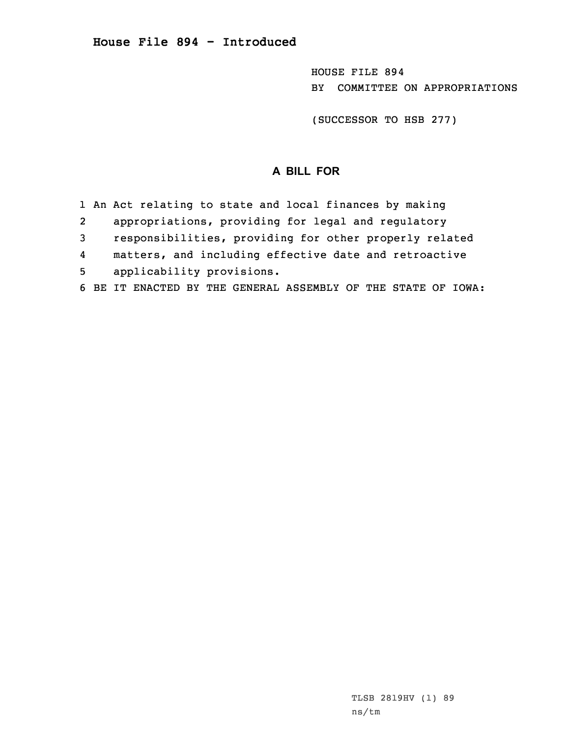# House File 894 - Introduced

HOUSE FILE 894
BY COMMITTEE ON APPROPRIATIONS

(SUCCESSOR TO HSB 277)

## A BILL FOR

1 An Act relating to state and local finances by making
2 appropriations, providing for legal and regulatory
3 responsibilities, providing for other properly related
4 matters, and including effective date and retroactive
5 applicability provisions.
6 BE IT ENACTED BY THE GENERAL ASSEMBLY OF THE STATE OF IOWA:

TLSB 2819HV (1) 89
ns/tm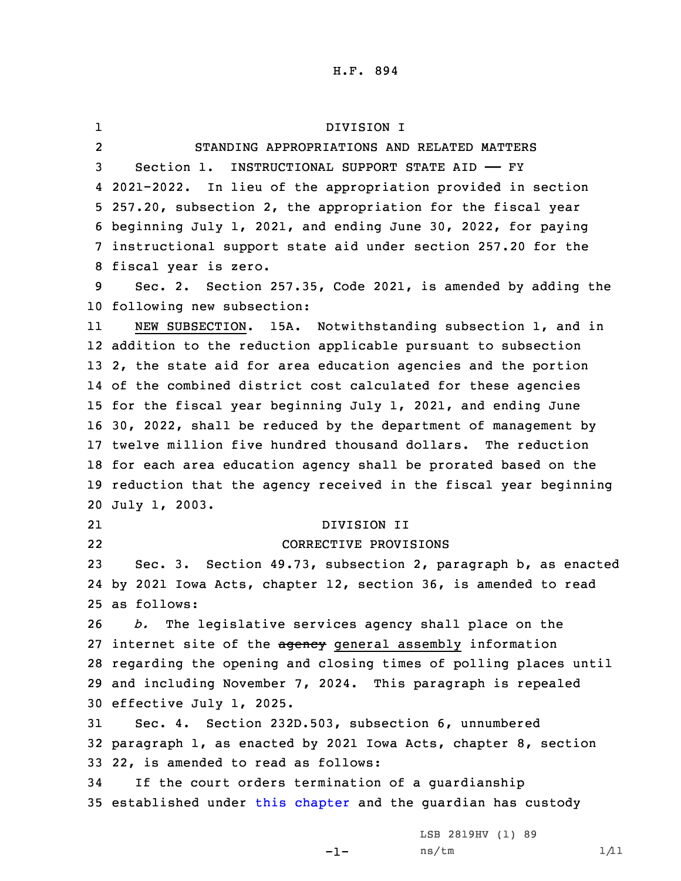H.F. 894

DIVISION I

STANDING APPROPRIATIONS AND RELATED MATTERS

Section 1. INSTRUCTIONAL SUPPORT STATE AID —— FY 2021-2022. In lieu of the appropriation provided in section 257.20, subsection 2, the appropriation for the fiscal year beginning July 1, 2021, and ending June 30, 2022, for paying instructional support state aid under section 257.20 for the fiscal year is zero.

Sec. 2. Section 257.35, Code 2021, is amended by adding the following new subsection:

NEW SUBSECTION. 15A. Notwithstanding subsection 1, and in addition to the reduction applicable pursuant to subsection 2, the state aid for area education agencies and the portion of the combined district cost calculated for these agencies for the fiscal year beginning July 1, 2021, and ending June 30, 2022, shall be reduced by the department of management by twelve million five hundred thousand dollars. The reduction for each area education agency shall be prorated based on the reduction that the agency received in the fiscal year beginning July 1, 2003.

DIVISION II

CORRECTIVE PROVISIONS

Sec. 3. Section 49.73, subsection 2, paragraph b, as enacted by 2021 Iowa Acts, chapter 12, section 36, is amended to read as follows:

*b.* The legislative services agency shall place on the internet site of the ~~agency~~ general assembly information regarding the opening and closing times of polling places until and including November 7, 2024. This paragraph is repealed effective July 1, 2025.

Sec. 4. Section 232D.503, subsection 6, unnumbered paragraph 1, as enacted by 2021 Iowa Acts, chapter 8, section 22, is amended to read as follows:

If the court orders termination of a guardianship established under this chapter and the guardian has custody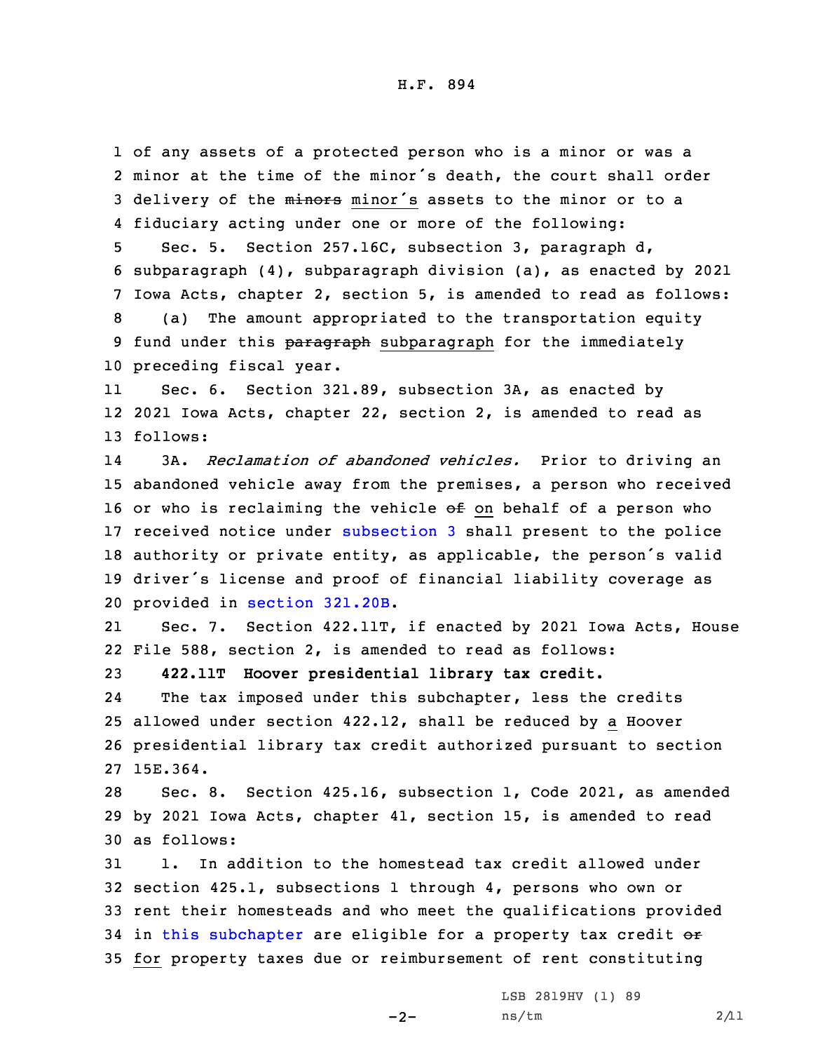of any assets of a protected person who is a minor or was a minor at the time of the minor's death, the court shall order delivery of the ~~minors~~ minor's assets to the minor or to a fiduciary acting under one or more of the following:

Sec. 5. Section 257.16C, subsection 3, paragraph d, subparagraph (4), subparagraph division (a), as enacted by 2021 Iowa Acts, chapter 2, section 5, is amended to read as follows:

(a) The amount appropriated to the transportation equity fund under this ~~paragraph~~ subparagraph for the immediately preceding fiscal year.

Sec. 6. Section 321.89, subsection 3A, as enacted by 2021 Iowa Acts, chapter 22, section 2, is amended to read as follows:

3A. *Reclamation of abandoned vehicles.* Prior to driving an abandoned vehicle away from the premises, a person who received or who is reclaiming the vehicle ~~of~~ on behalf of a person who received notice under subsection 3 shall present to the police authority or private entity, as applicable, the person's valid driver's license and proof of financial liability coverage as provided in section 321.20B.

Sec. 7. Section 422.11T, if enacted by 2021 Iowa Acts, House File 588, section 2, is amended to read as follows:

**422.11T Hoover presidential library tax credit.**

The tax imposed under this subchapter, less the credits allowed under section 422.12, shall be reduced by a Hoover presidential library tax credit authorized pursuant to section 15E.364.

Sec. 8. Section 425.16, subsection 1, Code 2021, as amended by 2021 Iowa Acts, chapter 41, section 15, is amended to read as follows:

1. In addition to the homestead tax credit allowed under section 425.1, subsections 1 through 4, persons who own or rent their homesteads and who meet the qualifications provided in this subchapter are eligible for a property tax credit ~~or~~ for property taxes due or reimbursement of rent constituting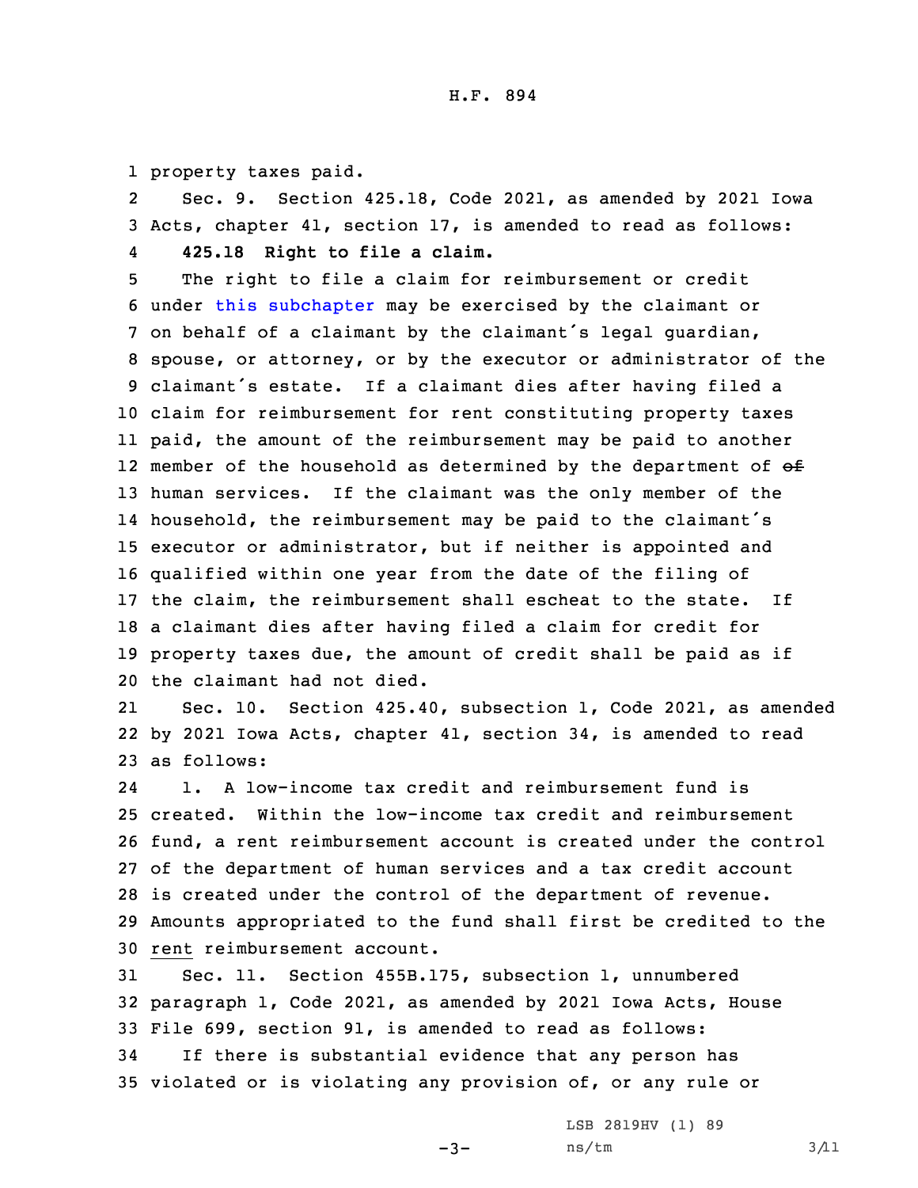property taxes paid.

Sec. 9. Section 425.18, Code 2021, as amended by 2021 Iowa Acts, chapter 41, section 17, is amended to read as follows:

**425.18 Right to file a claim.**

The right to file a claim for reimbursement or credit under this subchapter may be exercised by the claimant or on behalf of a claimant by the claimant's legal guardian, spouse, or attorney, or by the executor or administrator of the claimant's estate. If a claimant dies after having filed a claim for reimbursement for rent constituting property taxes paid, the amount of the reimbursement may be paid to another member of the household as determined by the department of ~~of~~ human services. If the claimant was the only member of the household, the reimbursement may be paid to the claimant's executor or administrator, but if neither is appointed and qualified within one year from the date of the filing of the claim, the reimbursement shall escheat to the state. If a claimant dies after having filed a claim for credit for property taxes due, the amount of credit shall be paid as if the claimant had not died.

Sec. 10. Section 425.40, subsection 1, Code 2021, as amended by 2021 Iowa Acts, chapter 41, section 34, is amended to read as follows:

1. A low-income tax credit and reimbursement fund is created. Within the low-income tax credit and reimbursement fund, a rent reimbursement account is created under the control of the department of human services and a tax credit account is created under the control of the department of revenue. Amounts appropriated to the fund shall first be credited to the <u>rent</u> reimbursement account.

Sec. 11. Section 455B.175, subsection 1, unnumbered paragraph 1, Code 2021, as amended by 2021 Iowa Acts, House File 699, section 91, is amended to read as follows:

If there is substantial evidence that any person has violated or is violating any provision of, or any rule or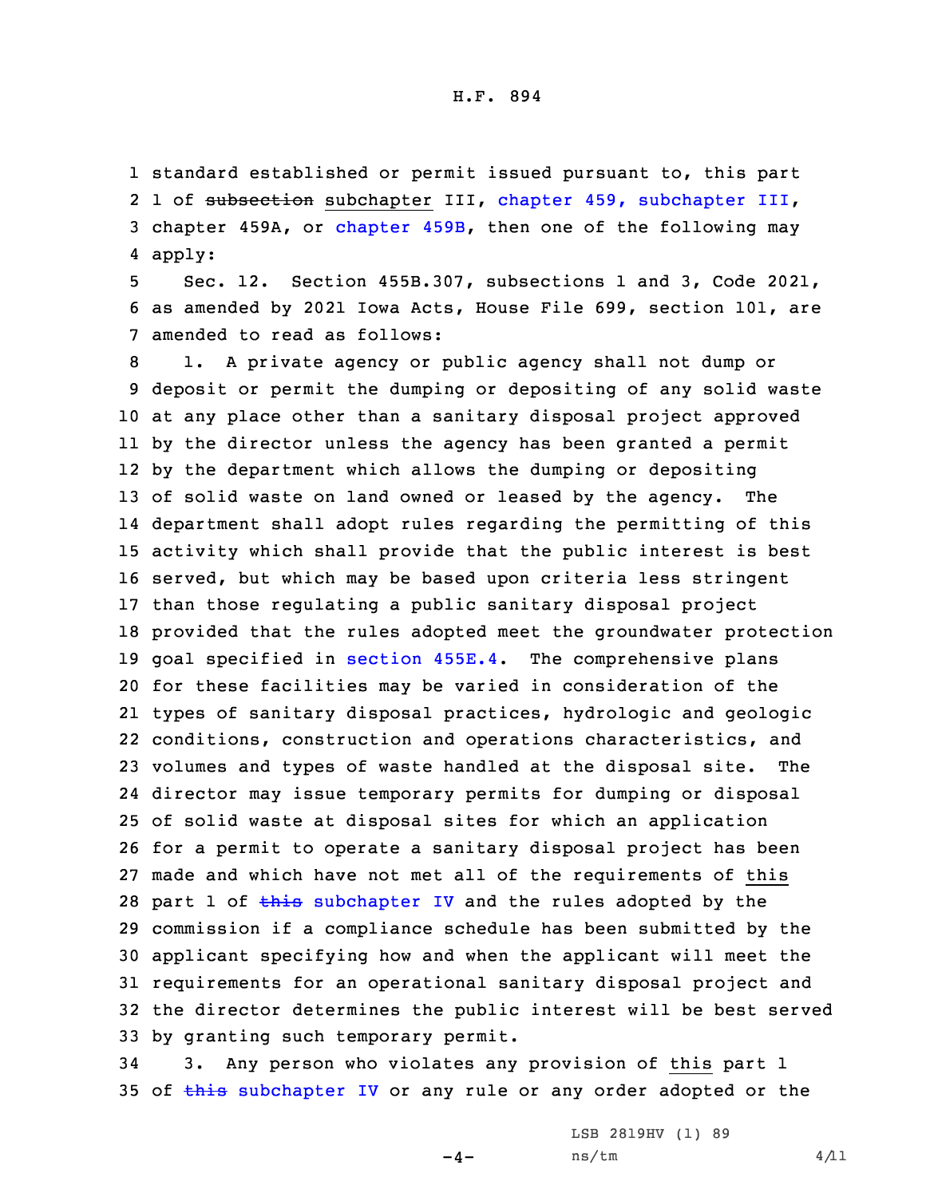standard established or permit issued pursuant to, this part 1 of ~~subsection~~ subchapter III, chapter 459, subchapter III, chapter 459A, or chapter 459B, then one of the following may apply:

Sec. 12. Section 455B.307, subsections 1 and 3, Code 2021, as amended by 2021 Iowa Acts, House File 699, section 101, are amended to read as follows:

1. A private agency or public agency shall not dump or deposit or permit the dumping or depositing of any solid waste at any place other than a sanitary disposal project approved by the director unless the agency has been granted a permit by the department which allows the dumping or depositing of solid waste on land owned or leased by the agency. The department shall adopt rules regarding the permitting of this activity which shall provide that the public interest is best served, but which may be based upon criteria less stringent than those regulating a public sanitary disposal project provided that the rules adopted meet the groundwater protection goal specified in section 455E.4. The comprehensive plans for these facilities may be varied in consideration of the types of sanitary disposal practices, hydrologic and geologic conditions, construction and operations characteristics, and volumes and types of waste handled at the disposal site. The director may issue temporary permits for dumping or disposal of solid waste at disposal sites for which an application for a permit to operate a sanitary disposal project has been made and which have not met all of the requirements of this part 1 of ~~this~~ subchapter IV and the rules adopted by the commission if a compliance schedule has been submitted by the applicant specifying how and when the applicant will meet the requirements for an operational sanitary disposal project and the director determines the public interest will be best served by granting such temporary permit.

3. Any person who violates any provision of this part 1 of ~~this~~ subchapter IV or any rule or any order adopted or the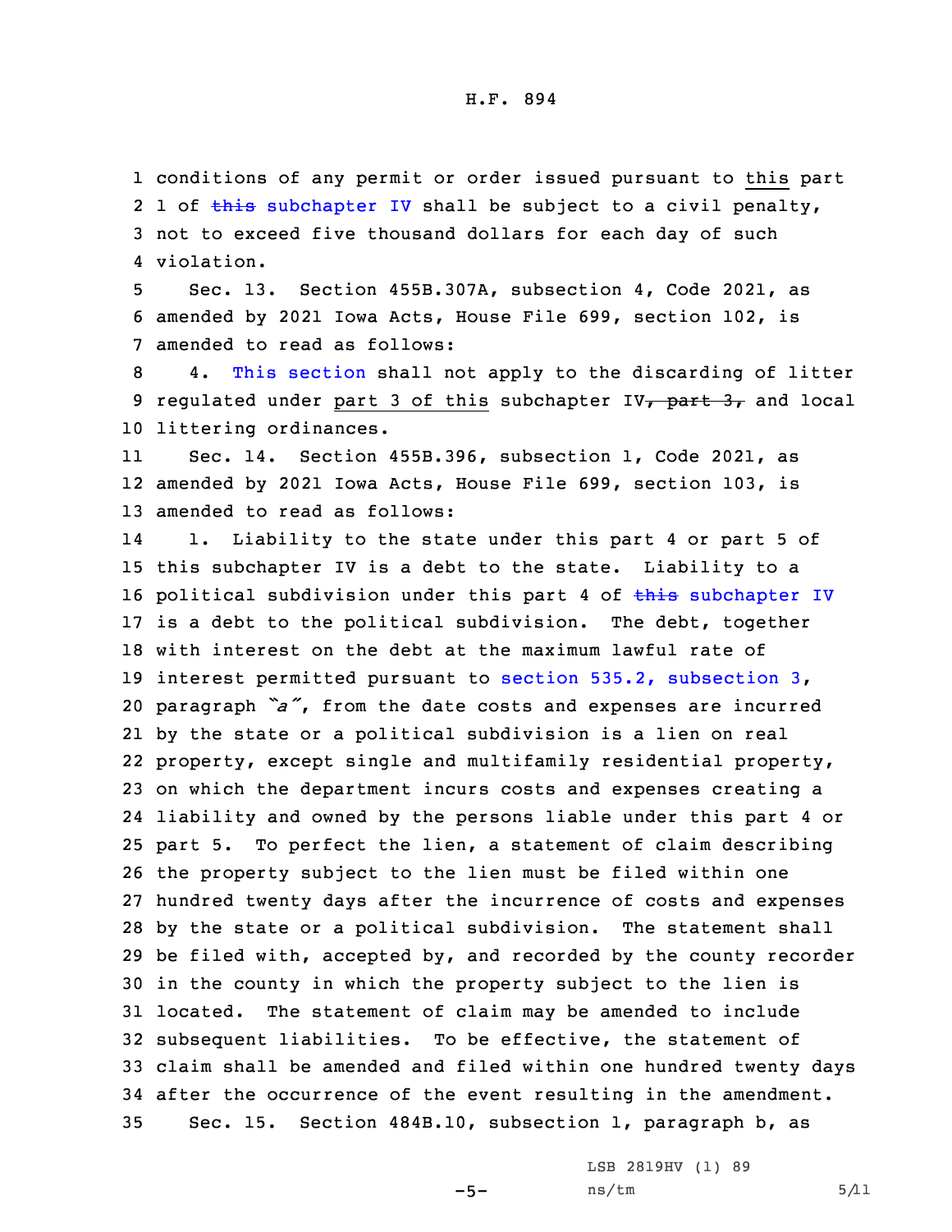conditions of any permit or order issued pursuant to this part 1 of ~~this~~ subchapter IV shall be subject to a civil penalty, not to exceed five thousand dollars for each day of such violation.

Sec. 13. Section 455B.307A, subsection 4, Code 2021, as amended by 2021 Iowa Acts, House File 699, section 102, is amended to read as follows:

4. This section shall not apply to the discarding of litter regulated under part 3 of this subchapter IV~~, part 3,~~ and local littering ordinances.

Sec. 14. Section 455B.396, subsection 1, Code 2021, as amended by 2021 Iowa Acts, House File 699, section 103, is amended to read as follows:

1. Liability to the state under this part 4 or part 5 of this subchapter IV is a debt to the state. Liability to a political subdivision under this part 4 of ~~this~~ subchapter IV is a debt to the political subdivision. The debt, together with interest on the debt at the maximum lawful rate of interest permitted pursuant to section 535.2, subsection 3, paragraph *"a"*, from the date costs and expenses are incurred by the state or a political subdivision is a lien on real property, except single and multifamily residential property, on which the department incurs costs and expenses creating a liability and owned by the persons liable under this part 4 or part 5. To perfect the lien, a statement of claim describing the property subject to the lien must be filed within one hundred twenty days after the incurrence of costs and expenses by the state or a political subdivision. The statement shall be filed with, accepted by, and recorded by the county recorder in the county in which the property subject to the lien is located. The statement of claim may be amended to include subsequent liabilities. To be effective, the statement of claim shall be amended and filed within one hundred twenty days after the occurrence of the event resulting in the amendment.

Sec. 15. Section 484B.10, subsection 1, paragraph b, as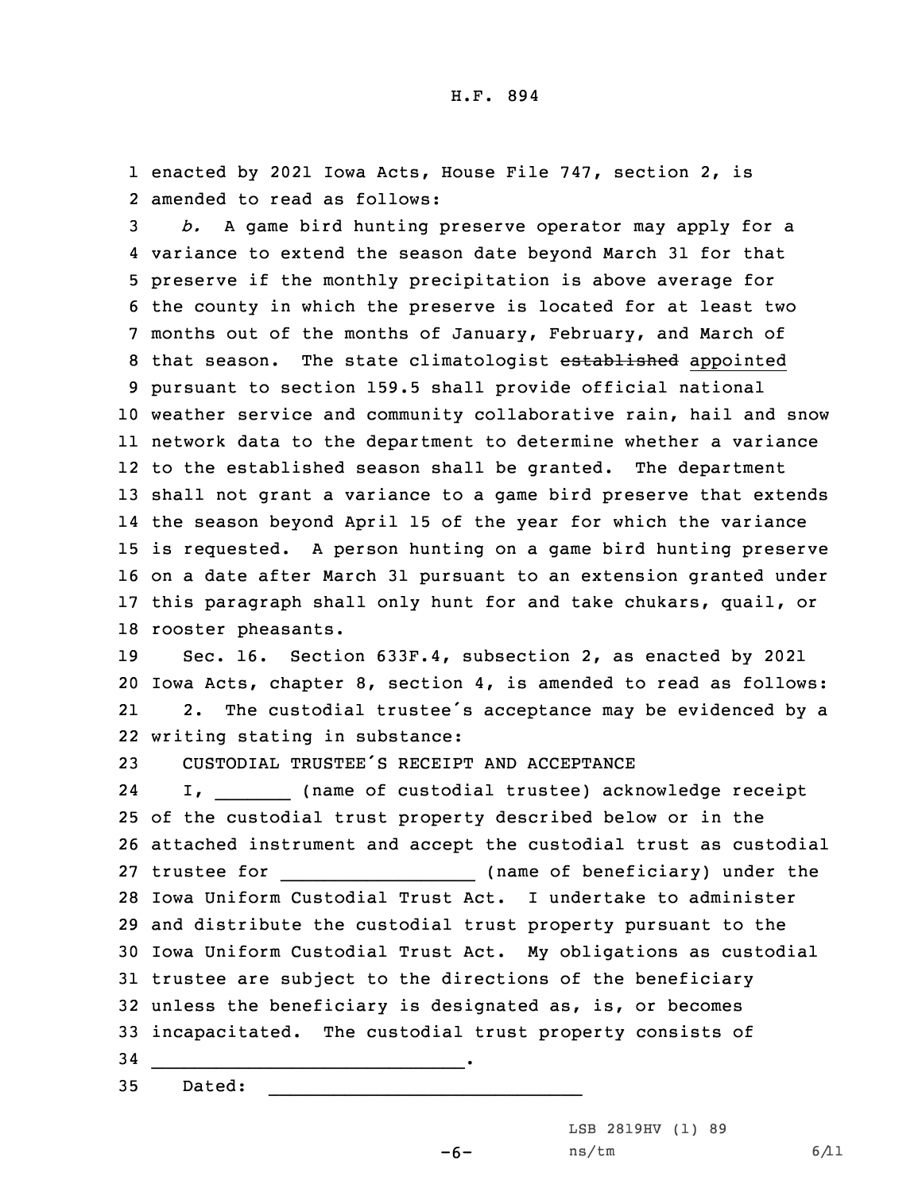enacted by 2021 Iowa Acts, House File 747, section 2, is amended to read as follows:

*b.* A game bird hunting preserve operator may apply for a variance to extend the season date beyond March 31 for that preserve if the monthly precipitation is above average for the county in which the preserve is located for at least two months out of the months of January, February, and March of that season. The state climatologist ~~established~~ appointed pursuant to section 159.5 shall provide official national weather service and community collaborative rain, hail and snow network data to the department to determine whether a variance to the established season shall be granted. The department shall not grant a variance to a game bird preserve that extends the season beyond April 15 of the year for which the variance is requested. A person hunting on a game bird hunting preserve on a date after March 31 pursuant to an extension granted under this paragraph shall only hunt for and take chukars, quail, or rooster pheasants.

Sec. 16. Section 633F.4, subsection 2, as enacted by 2021 Iowa Acts, chapter 8, section 4, is amended to read as follows:

2. The custodial trustee's acceptance may be evidenced by a writing stating in substance:

CUSTODIAL TRUSTEE'S RECEIPT AND ACCEPTANCE

I, _______ (name of custodial trustee) acknowledge receipt of the custodial trust property described below or in the attached instrument and accept the custodial trust as custodial trustee for __________________ (name of beneficiary) under the Iowa Uniform Custodial Trust Act. I undertake to administer and distribute the custodial trust property pursuant to the Iowa Uniform Custodial Trust Act. My obligations as custodial trustee are subject to the directions of the beneficiary unless the beneficiary is designated as, is, or becomes incapacitated. The custodial trust property consists of ______________________________.

Dated: ______________________________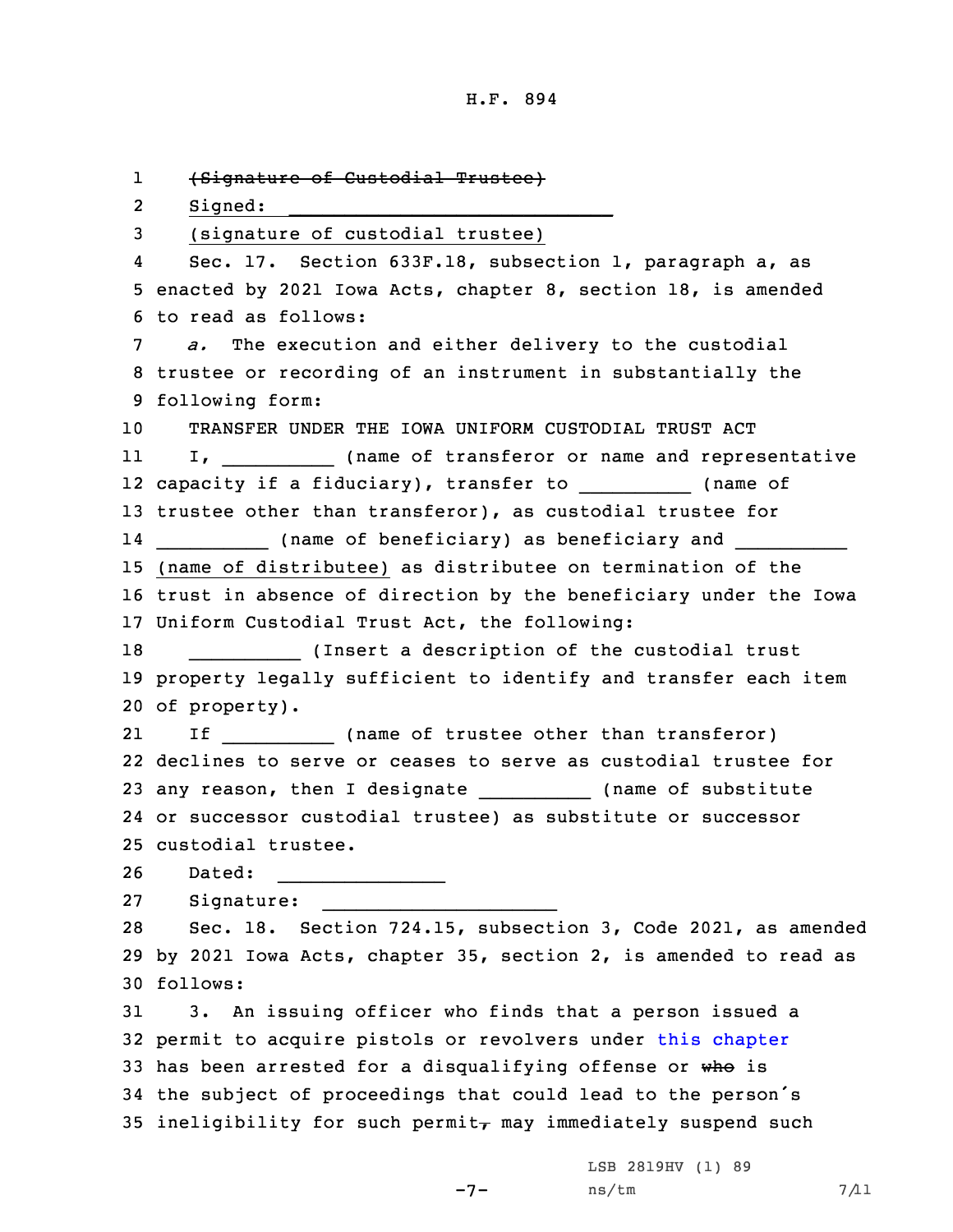~~(Signature of Custodial Trustee)~~

Signed: ______________________________

(signature of custodial trustee)

Sec. 17. Section 633F.18, subsection 1, paragraph a, as enacted by 2021 Iowa Acts, chapter 8, section 18, is amended to read as follows:

*a.* The execution and either delivery to the custodial trustee or recording of an instrument in substantially the following form:

TRANSFER UNDER THE IOWA UNIFORM CUSTODIAL TRUST ACT

I, __________ (name of transferor or name and representative capacity if a fiduciary), transfer to __________ (name of trustee other than transferor), as custodial trustee for __________ (name of beneficiary) as beneficiary and __________ (name of distributee) as distributee on termination of the trust in absence of direction by the beneficiary under the Iowa Uniform Custodial Trust Act, the following:

__________ (Insert a description of the custodial trust property legally sufficient to identify and transfer each item of property).

If __________ (name of trustee other than transferor) declines to serve or ceases to serve as custodial trustee for any reason, then I designate __________ (name of substitute or successor custodial trustee) as substitute or successor custodial trustee.

Dated: ________________

Signature: ______________________

Sec. 18. Section 724.15, subsection 3, Code 2021, as amended by 2021 Iowa Acts, chapter 35, section 2, is amended to read as follows:

3. An issuing officer who finds that a person issued a permit to acquire pistols or revolvers under this chapter has been arrested for a disqualifying offense or ~~who~~ is the subject of proceedings that could lead to the person's ineligibility for such permit~~,~~ may immediately suspend such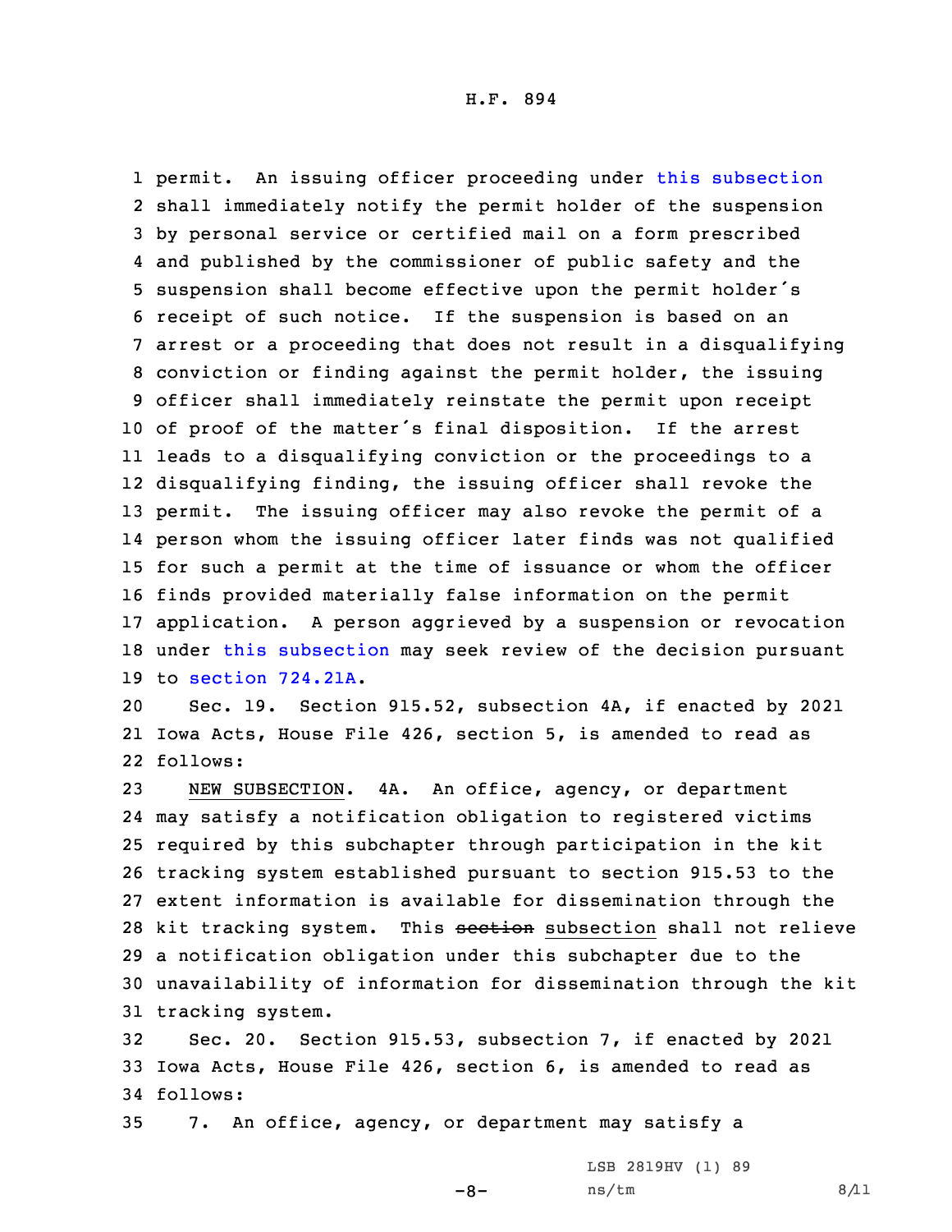permit. An issuing officer proceeding under this subsection shall immediately notify the permit holder of the suspension by personal service or certified mail on a form prescribed and published by the commissioner of public safety and the suspension shall become effective upon the permit holder's receipt of such notice. If the suspension is based on an arrest or a proceeding that does not result in a disqualifying conviction or finding against the permit holder, the issuing officer shall immediately reinstate the permit upon receipt of proof of the matter's final disposition. If the arrest leads to a disqualifying conviction or the proceedings to a disqualifying finding, the issuing officer shall revoke the permit. The issuing officer may also revoke the permit of a person whom the issuing officer later finds was not qualified for such a permit at the time of issuance or whom the officer finds provided materially false information on the permit application. A person aggrieved by a suspension or revocation under this subsection may seek review of the decision pursuant to section 724.21A.

Sec. 19. Section 915.52, subsection 4A, if enacted by 2021 Iowa Acts, House File 426, section 5, is amended to read as follows:

NEW SUBSECTION. 4A. An office, agency, or department may satisfy a notification obligation to registered victims required by this subchapter through participation in the kit tracking system established pursuant to section 915.53 to the extent information is available for dissemination through the kit tracking system. This ~~section~~ subsection shall not relieve a notification obligation under this subchapter due to the unavailability of information for dissemination through the kit tracking system.

Sec. 20. Section 915.53, subsection 7, if enacted by 2021 Iowa Acts, House File 426, section 6, is amended to read as follows:

7. An office, agency, or department may satisfy a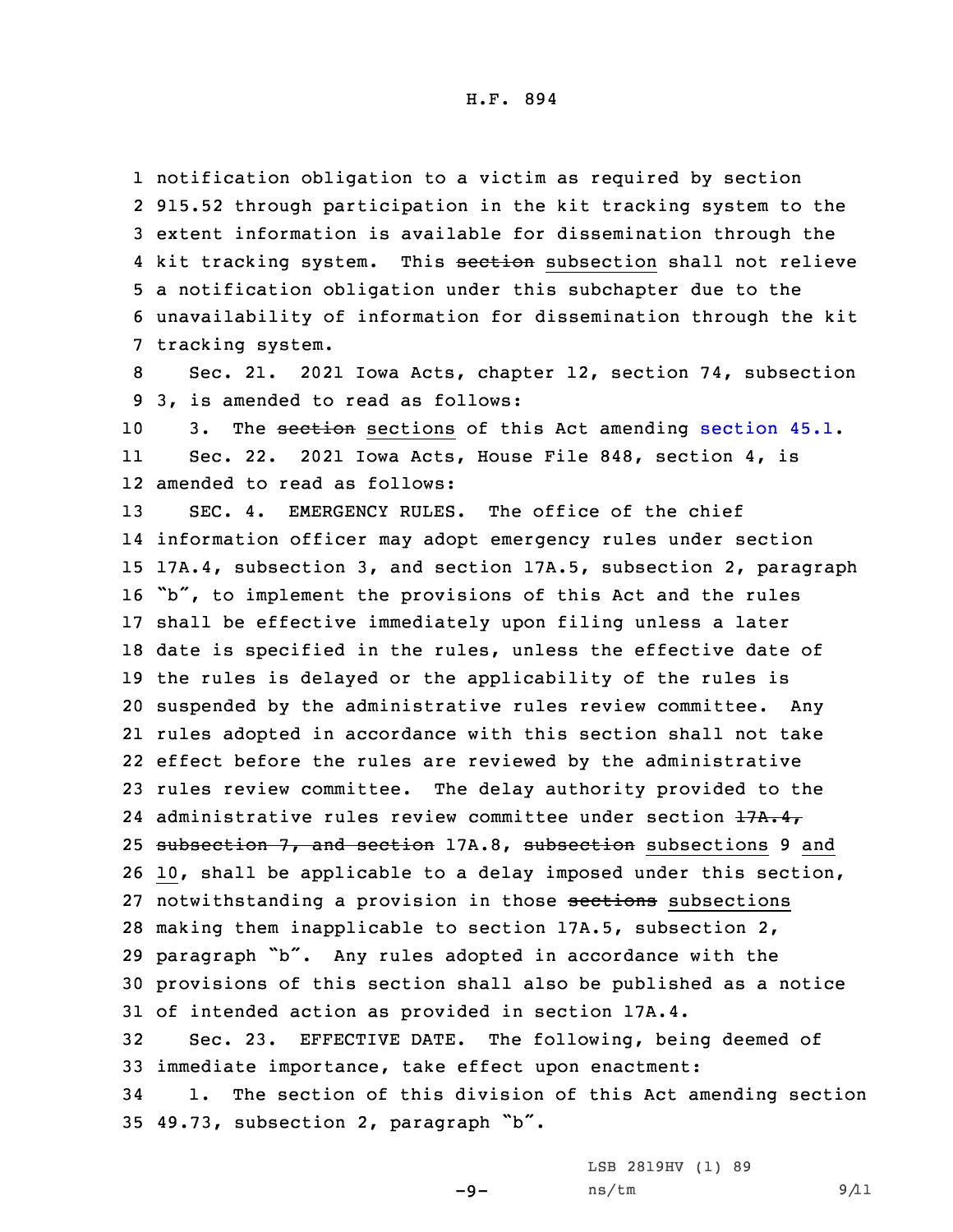notification obligation to a victim as required by section 915.52 through participation in the kit tracking system to the extent information is available for dissemination through the kit tracking system. This ~~section~~ subsection shall not relieve a notification obligation under this subchapter due to the unavailability of information for dissemination through the kit tracking system.

Sec. 21. 2021 Iowa Acts, chapter 12, section 74, subsection 3, is amended to read as follows:

3. The ~~section~~ sections of this Act amending section 45.1.

Sec. 22. 2021 Iowa Acts, House File 848, section 4, is amended to read as follows:

SEC. 4. EMERGENCY RULES. The office of the chief information officer may adopt emergency rules under section 17A.4, subsection 3, and section 17A.5, subsection 2, paragraph "b", to implement the provisions of this Act and the rules shall be effective immediately upon filing unless a later date is specified in the rules, unless the effective date of the rules is delayed or the applicability of the rules is suspended by the administrative rules review committee. Any rules adopted in accordance with this section shall not take effect before the rules are reviewed by the administrative rules review committee. The delay authority provided to the administrative rules review committee under section ~~17A.4, subsection 7, and section~~ 17A.8, ~~subsection~~ subsections 9 and 10, shall be applicable to a delay imposed under this section, notwithstanding a provision in those ~~sections~~ subsections making them inapplicable to section 17A.5, subsection 2, paragraph "b". Any rules adopted in accordance with the provisions of this section shall also be published as a notice of intended action as provided in section 17A.4.

Sec. 23. EFFECTIVE DATE. The following, being deemed of immediate importance, take effect upon enactment:

1. The section of this division of this Act amending section 49.73, subsection 2, paragraph "b".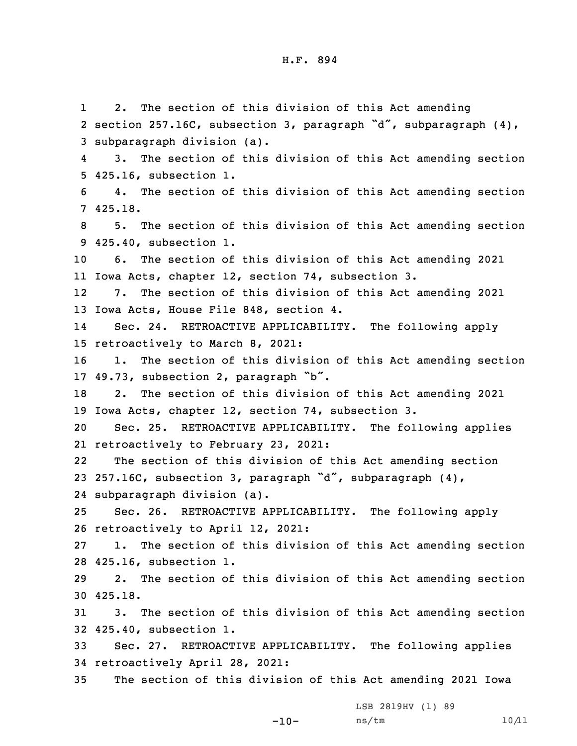2. The section of this division of this Act amending section 257.16C, subsection 3, paragraph "d", subparagraph (4), subparagraph division (a).

3. The section of this division of this Act amending section 425.16, subsection 1.

4. The section of this division of this Act amending section 425.18.

5. The section of this division of this Act amending section 425.40, subsection 1.

6. The section of this division of this Act amending 2021 Iowa Acts, chapter 12, section 74, subsection 3.

7. The section of this division of this Act amending 2021 Iowa Acts, House File 848, section 4.

Sec. 24. RETROACTIVE APPLICABILITY. The following apply retroactively to March 8, 2021:

1. The section of this division of this Act amending section 49.73, subsection 2, paragraph "b".

2. The section of this division of this Act amending 2021 Iowa Acts, chapter 12, section 74, subsection 3.

Sec. 25. RETROACTIVE APPLICABILITY. The following applies retroactively to February 23, 2021:

The section of this division of this Act amending section 257.16C, subsection 3, paragraph "d", subparagraph (4), subparagraph division (a).

Sec. 26. RETROACTIVE APPLICABILITY. The following apply retroactively to April 12, 2021:

1. The section of this division of this Act amending section 425.16, subsection 1.

2. The section of this division of this Act amending section 425.18.

3. The section of this division of this Act amending section 425.40, subsection 1.

Sec. 27. RETROACTIVE APPLICABILITY. The following applies retroactively April 28, 2021:

The section of this division of this Act amending 2021 Iowa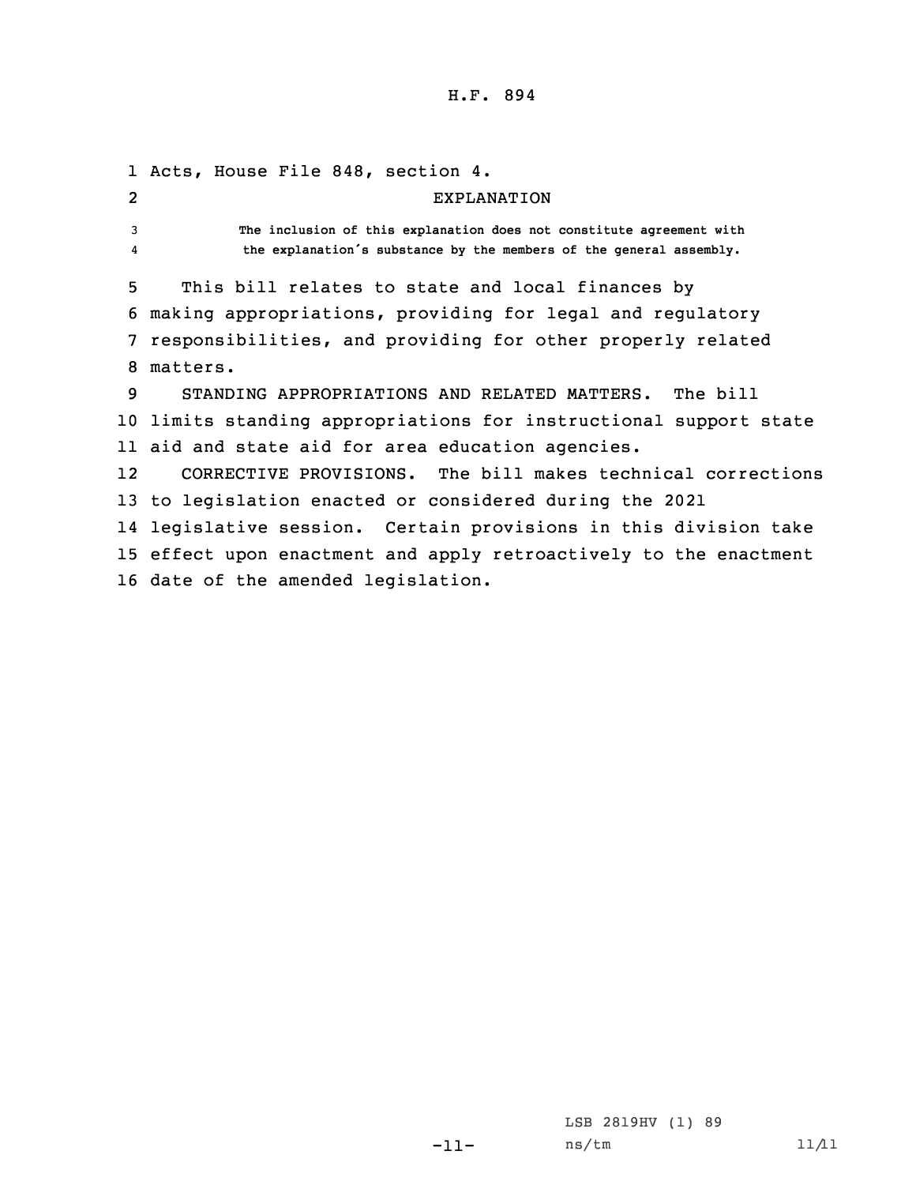Acts, House File 848, section 4.

EXPLANATION

The inclusion of this explanation does not constitute agreement with the explanation's substance by the members of the general assembly.

This bill relates to state and local finances by making appropriations, providing for legal and regulatory responsibilities, and providing for other properly related matters.

STANDING APPROPRIATIONS AND RELATED MATTERS. The bill limits standing appropriations for instructional support state aid and state aid for area education agencies.

CORRECTIVE PROVISIONS. The bill makes technical corrections to legislation enacted or considered during the 2021 legislative session. Certain provisions in this division take effect upon enactment and apply retroactively to the enactment date of the amended legislation.

LSB 2819HV (1) 89
ns/tm